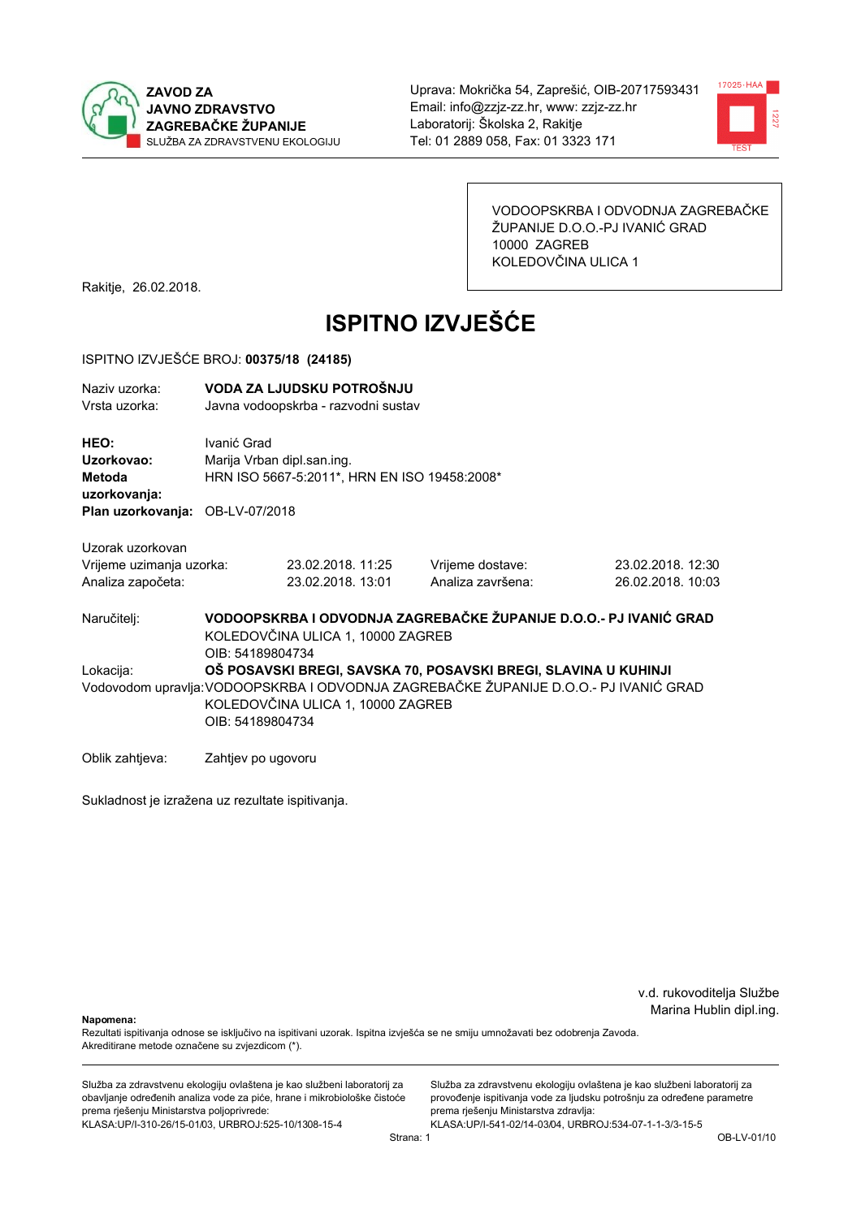**ZAVOD ZA JAVNO ZDRAVSTVO ZAGREBAČKE ŽUPANIJE**
SLUŽBA ZA ZDRAVSTVENU EKOLOGIJU

Uprava: Mokrička 54, Zaprešić, OIB-20717593431
Email: info@zzjz-zz.hr, www: zzjz-zz.hr
Laboratorij: Školska 2, Rakitje
Tel: 01 2889 058, Fax: 01 3323 171

VODOOPSKRBA I ODVODNJA ZAGREBAČKE ŽUPANIJE D.O.O.-PJ IVANIĆ GRAD
10000 ZAGREB
KOLEDOVČINA ULICA 1

Rakitje, 26.02.2018.

# ISPITNO IZVJEŠĆE

ISPITNO IZVJEŠĆE BROJ: **00375/18 (24185)**

Naziv uzorka: **VODA ZA LJUDSKU POTROŠNJU**
Vrsta uzorka: Javna vodoopskrba - razvodni sustav

**HEO:** Ivanić Grad
**Uzorkovao:** Marija Vrban dipl.san.ing.
**Metoda uzorkovanja:** HRN ISO 5667-5:2011*, HRN EN ISO 19458:2008*
**Plan uzorkovanja:** OB-LV-07/2018

Uzorak uzorkovan

| | | | |
|---|---|---|---|
| Vrijeme uzimanja uzorka: | 23.02.2018. 11:25 | Vrijeme dostave: | 23.02.2018. 12:30 |
| Analiza započeta: | 23.02.2018. 13:01 | Analiza završena: | 26.02.2018. 10:03 |

Naručitelj: **VODOOPSKRBA I ODVODNJA ZAGREBAČKE ŽUPANIJE D.O.O.- PJ IVANIĆ GRAD**
KOLEDOVČINA ULICA 1, 10000 ZAGREB
OIB: 54189804734

Lokacija: **OŠ POSAVSKI BREGI, SAVSKA 70, POSAVSKI BREGI, SLAVINA U KUHINJI**

Vodovodom upravlja: VODOOPSKRBA I ODVODNJA ZAGREBAČKE ŽUPANIJE D.O.O.- PJ IVANIĆ GRAD
KOLEDOVČINA ULICA 1, 10000 ZAGREB
OIB: 54189804734

Oblik zahtjeva: Zahtjev po ugovoru

Sukladnost je izražena uz rezultate ispitivanja.

v.d. rukovoditelja Službe
Marina Hublin dipl.ing.

**Napomena:**
Rezultati ispitivanja odnose se isključivo na ispitivani uzorak. Ispitna izvješća se ne smiju umnožavati bez odobrenja Zavoda.
Akreditirane metode označene su zvjezdicom (*).

Služba za zdravstvenu ekologiju ovlaštena je kao službeni laboratorij za obavljanje određenih analiza vode za piće, hrane i mikrobiološke čistoće prema rješenju Ministarstva poljoprivrede:
KLASA:UP/I-310-26/15-01/03, URBROJ:525-10/1308-15-4

Služba za zdravstvenu ekologiju ovlaštena je kao službeni laboratorij za provođenje ispitivanja vode za ljudsku potrošnju za određene parametre prema rješenju Ministarstva zdravlja:
KLASA:UP/I-541-02/14-03/04, URBROJ:534-07-1-1-3/3-15-5

OB-LV-01/10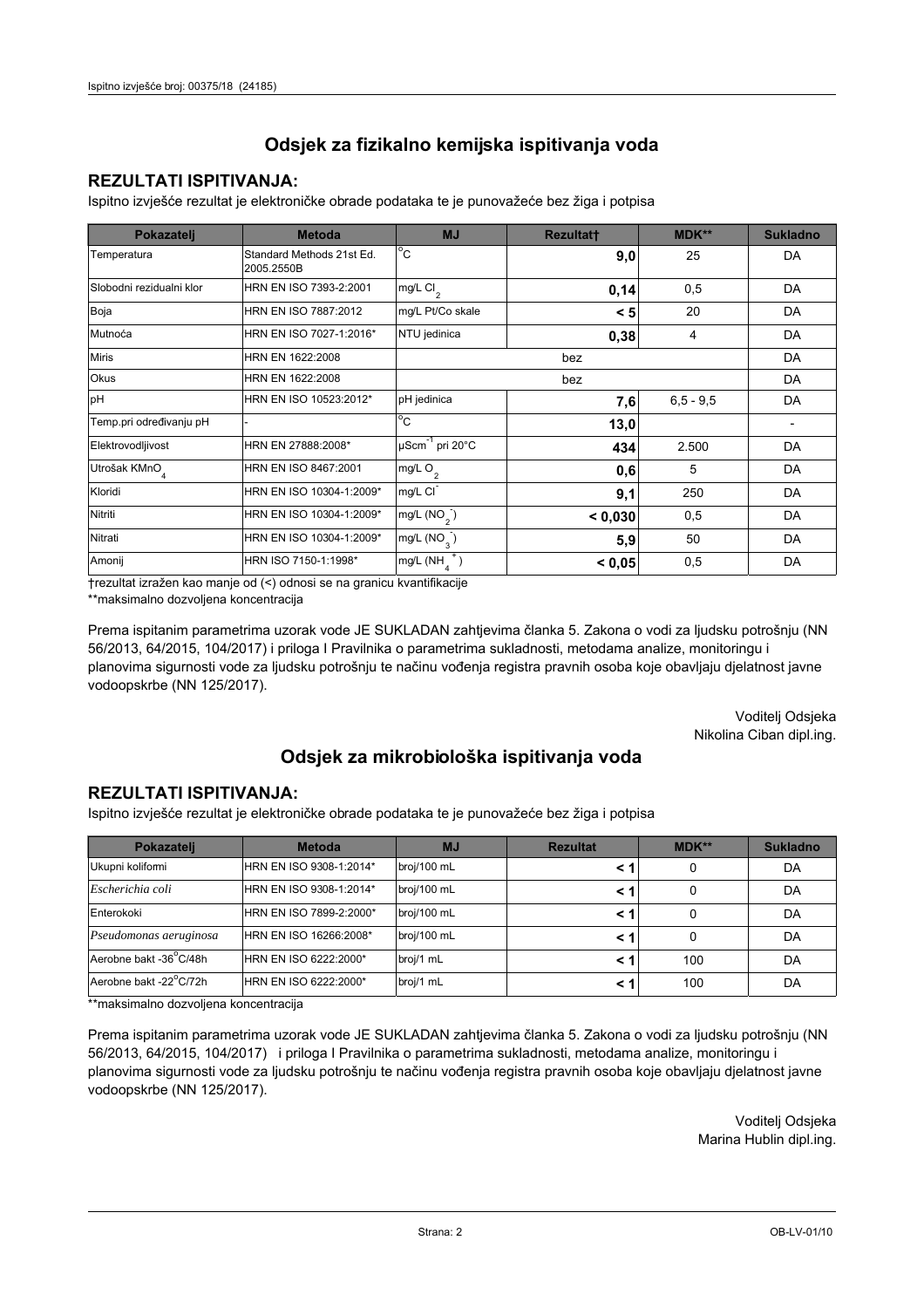## Odsjek za fizikalno kemijska ispitivanja voda

### REZULTATI ISPITIVANJA:

Ispitno izvješće rezultat je elektroničke obrade podataka te je punovažeće bez žiga i potpisa

| Pokazatelj | Metoda | MJ | Rezultat† | MDK** | Sukladno |
|---|---|---|---|---|---|
| Temperatura | Standard Methods 21st Ed. 2005.2550B | °C | **9,0** | 25 | DA |
| Slobodni rezidualni klor | HRN EN ISO 7393-2:2001 | mg/L $Cl_2$ | **0,14** | 0,5 | DA |
| Boja | HRN EN ISO 7887:2012 | mg/L Pt/Co skale | **< 5** | 20 | DA |
| Mutnoća | HRN EN ISO 7027-1:2016* | NTU jedinica | **0,38** | 4 | DA |
| Miris | HRN EN 1622:2008 | bez | | | DA |
| Okus | HRN EN 1622:2008 | bez | | | DA |
| pH | HRN EN ISO 10523:2012* | pH jedinica | **7,6** | 6,5 - 9,5 | DA |
| Temp.pri određivanju pH | - | °C | **13,0** | | - |
| Elektrovodljivost | HRN EN 27888:2008* | $\mu Scm^{-1}$ pri 20°C | **434** | 2.500 | DA |
| Utrošak $KMnO_4$ | HRN EN ISO 8467:2001 | mg/L $O_2$ | **0,6** | 5 | DA |
| Kloridi | HRN EN ISO 10304-1:2009* | mg/L $Cl^-$ | **9,1** | 250 | DA |
| Nitriti | HRN EN ISO 10304-1:2009* | mg/L ($NO_2^-$) | **< 0,030** | 0,5 | DA |
| Nitrati | HRN EN ISO 10304-1:2009* | mg/L ($NO_3^-$) | **5,9** | 50 | DA |
| Amonij | HRN ISO 7150-1:1998* | mg/L ($NH_4^+$) | **< 0,05** | 0,5 | DA |

†rezultat izražen kao manje od (<) odnosi se na granicu kvantifikacije

**maksimalno dozvoljena koncentracija

Prema ispitanim parametrima uzorak vode JE SUKLADAN zahtjevima članka 5. Zakona o vodi za ljudsku potrošnju (NN 56/2013, 64/2015, 104/2017) i priloga I Pravilnika o parametrima sukladnosti, metodama analize, monitoringu i planovima sigurnosti vode za ljudsku potrošnju te načinu vođenja registra pravnih osoba koje obavljaju djelatnost javne vodoopskrbe (NN 125/2017).

Voditelj Odsjeka
Nikolina Ciban dipl.ing.

## Odsjek za mikrobiološka ispitivanja voda

### REZULTATI ISPITIVANJA:

Ispitno izvješće rezultat je elektroničke obrade podataka te je punovažeće bez žiga i potpisa

| Pokazatelj | Metoda | MJ | Rezultat | MDK** | Sukladno |
|---|---|---|---|---|---|
| Ukupni koliformi | HRN EN ISO 9308-1:2014* | broj/100 mL | **< 1** | 0 | DA |
| *Escherichia coli* | HRN EN ISO 9308-1:2014* | broj/100 mL | **< 1** | 0 | DA |
| Enterokoki | HRN EN ISO 7899-2:2000* | broj/100 mL | **< 1** | 0 | DA |
| *Pseudomonas aeruginosa* | HRN EN ISO 16266:2008* | broj/100 mL | **< 1** | 0 | DA |
| Aerobne bakt -36°C/48h | HRN EN ISO 6222:2000* | broj/1 mL | **< 1** | 100 | DA |
| Aerobne bakt -22°C/72h | HRN EN ISO 6222:2000* | broj/1 mL | **< 1** | 100 | DA |

**maksimalno dozvoljena koncentracija

Prema ispitanim parametrima uzorak vode JE SUKLADAN zahtjevima članka 5. Zakona o vodi za ljudsku potrošnju (NN 56/2013, 64/2015, 104/2017) i priloga I Pravilnika o parametrima sukladnosti, metodama analize, monitoringu i planovima sigurnosti vode za ljudsku potrošnju te načinu vođenja registra pravnih osoba koje obavljaju djelatnost javne vodoopskrbe (NN 125/2017).

Voditelj Odsjeka
Marina Hublin dipl.ing.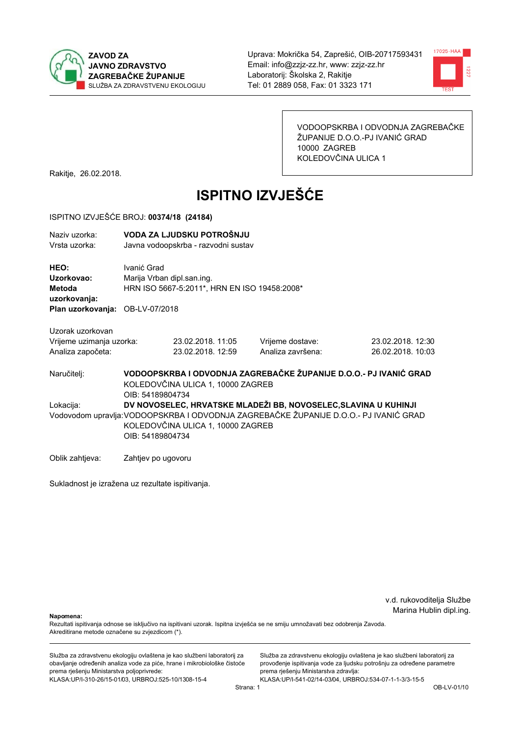**ZAVOD ZA JAVNO ZDRAVSTVO ZAGREBAČKE ŽUPANIJE**
SLUŽBA ZA ZDRAVSTVENU EKOLOGIJU

Uprava: Mokrička 54, Zaprešić, OIB-20717593431
Email: info@zzjz-zz.hr, www: zzjz-zz.hr
Laboratorij: Školska 2, Rakitje
Tel: 01 2889 058, Fax: 01 3323 171

VODOOPSKRBA I ODVODNJA ZAGREBAČKE ŽUPANIJE D.O.O.-PJ IVANIĆ GRAD
10000 ZAGREB
KOLEDOVČINA ULICA 1

Rakitje, 26.02.2018.

# ISPITNO IZVJEŠĆE

ISPITNO IZVJEŠĆE BROJ: **00374/18 (24184)**

Naziv uzorka: **VODA ZA LJUDSKU POTROŠNJU**
Vrsta uzorka: Javna vodoopskrba - razvodni sustav

**HEO:** Ivanić Grad
**Uzorkovao:** Marija Vrban dipl.san.ing.
**Metoda uzorkovanja:** HRN ISO 5667-5:2011*, HRN EN ISO 19458:2008*
**Plan uzorkovanja:** OB-LV-07/2018

Uzorak uzorkovan

| | | | |
|---|---|---|---|
| Vrijeme uzimanja uzorka: | 23.02.2018. 11:05 | Vrijeme dostave: | 23.02.2018. 12:30 |
| Analiza započeta: | 23.02.2018. 12:59 | Analiza završena: | 26.02.2018. 10:03 |

Naručitelj: **VODOOPSKRBA I ODVODNJA ZAGREBAČKE ŽUPANIJE D.O.O.- PJ IVANIĆ GRAD**
KOLEDOVČINA ULICA 1, 10000 ZAGREB
OIB: 54189804734

Lokacija: **DV NOVOSELEC, HRVATSKE MLADEŽI BB, NOVOSELEC,SLAVINA U KUHINJI**

Vodovodom upravlja: VODOOPSKRBA I ODVODNJA ZAGREBAČKE ŽUPANIJE D.O.O.- PJ IVANIĆ GRAD
KOLEDOVČINA ULICA 1, 10000 ZAGREB
OIB: 54189804734

Oblik zahtjeva: Zahtjev po ugovoru

Sukladnost je izražena uz rezultate ispitivanja.

v.d. rukovoditelja Službe
Marina Hublin dipl.ing.

**Napomena:**
Rezultati ispitivanja odnose se isključivo na ispitivani uzorak. Ispitna izvješća se ne smiju umnožavati bez odobrenja Zavoda.
Akreditirane metode označene su zvjezdicom (*).

Služba za zdravstvenu ekologiju ovlaštena je kao službeni laboratorij za obavljanje određenih analiza vode za piće, hrane i mikrobiološke čistoće prema rješenju Ministarstva poljoprivrede:
KLASA:UP/I-310-26/15-01/03, URBROJ:525-10/1308-15-4

Služba za zdravstvenu ekologiju ovlaštena je kao službeni laboratorij za provođenje ispitivanja vode za ljudsku potrošnju za određene parametre prema rješenju Ministarstva zdravlja:
KLASA:UP/I-541-02/14-03/04, URBROJ:534-07-1-1-3/3-15-5

OB-LV-01/10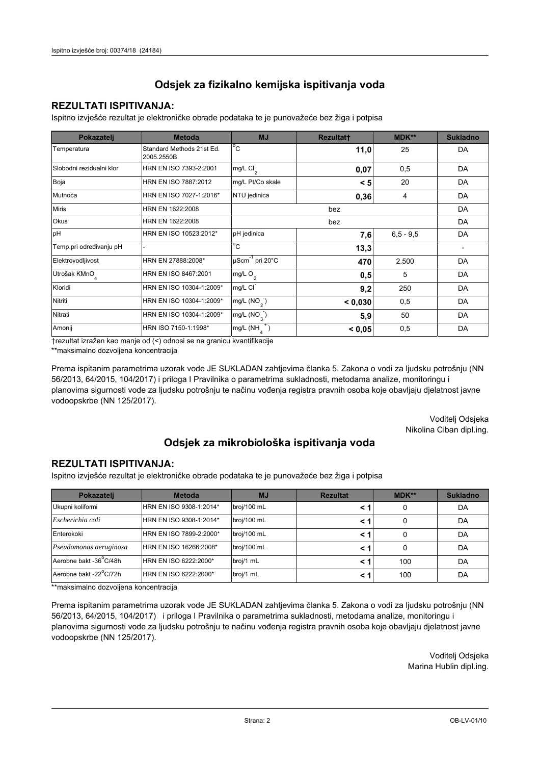# Odsjek za fizikalno kemijska ispitivanja voda

## REZULTATI ISPITIVANJA:

Ispitno izvješće rezultat je elektroničke obrade podataka te je punovažeće bez žiga i potpisa

| Pokazatelj | Metoda | MJ | Rezultat† | MDK** | Sukladno |
|---|---|---|---|---|---|
| Temperatura | Standard Methods 21st Ed. 2005.2550B | $^{o}C$ | **11,0** | 25 | DA |
| Slobodni rezidualni klor | HRN EN ISO 7393-2:2001 | mg/L $Cl_2$ | **0,07** | 0,5 | DA |
| Boja | HRN EN ISO 7887:2012 | mg/L Pt/Co skale | **< 5** | 20 | DA |
| Mutnoća | HRN EN ISO 7027-1:2016* | NTU jedinica | **0,36** | 4 | DA |
| Miris | HRN EN 1622:2008 | bez | | | DA |
| Okus | HRN EN 1622:2008 | bez | | | DA |
| pH | HRN EN ISO 10523:2012* | pH jedinica | **7,6** | 6,5 - 9,5 | DA |
| Temp.pri određivanju pH | - | $^{o}C$ | **13,3** | | - |
| Elektrovodljivost | HRN EN 27888:2008* | $\mu Scm^{-1}$ pri 20°C | **470** | 2.500 | DA |
| Utrošak $KMnO_4$ | HRN EN ISO 8467:2001 | mg/L $O_2$ | **0,5** | 5 | DA |
| Kloridi | HRN EN ISO 10304-1:2009* | mg/L $Cl^-$ | **9,2** | 250 | DA |
| Nitriti | HRN EN ISO 10304-1:2009* | mg/L ($NO_2^-$) | **< 0,030** | 0,5 | DA |
| Nitrati | HRN EN ISO 10304-1:2009* | mg/L ($NO_3^-$) | **5,9** | 50 | DA |
| Amonij | HRN ISO 7150-1:1998* | mg/L ($NH_4^+$) | **< 0,05** | 0,5 | DA |

†rezultat izražen kao manje od (<) odnosi se na granicu kvantifikacije

**maksimalno dozvoljena koncentracija

Prema ispitanim parametrima uzorak vode JE SUKLADAN zahtjevima članka 5. Zakona o vodi za ljudsku potrošnju (NN 56/2013, 64/2015, 104/2017) i priloga I Pravilnika o parametrima sukladnosti, metodama analize, monitoringu i planovima sigurnosti vode za ljudsku potrošnju te načinu vođenja registra pravnih osoba koje obavljaju djelatnost javne vodoopskrbe (NN 125/2017).

Voditelj Odsjeka
Nikolina Ciban dipl.ing.

# Odsjek za mikrobiološka ispitivanja voda

## REZULTATI ISPITIVANJA:

Ispitno izvješće rezultat je elektroničke obrade podataka te je punovažeće bez žiga i potpisa

| Pokazatelj | Metoda | MJ | Rezultat | MDK** | Sukladno |
|---|---|---|---|---|---|
| Ukupni koliformi | HRN EN ISO 9308-1:2014* | broj/100 mL | **< 1** | 0 | DA |
| *Escherichia coli* | HRN EN ISO 9308-1:2014* | broj/100 mL | **< 1** | 0 | DA |
| Enterokoki | HRN EN ISO 7899-2:2000* | broj/100 mL | **< 1** | 0 | DA |
| *Pseudomonas aeruginosa* | HRN EN ISO 16266:2008* | broj/100 mL | **< 1** | 0 | DA |
| Aerobne bakt -36°C/48h | HRN EN ISO 6222:2000* | broj/1 mL | **< 1** | 100 | DA |
| Aerobne bakt -22°C/72h | HRN EN ISO 6222:2000* | broj/1 mL | **< 1** | 100 | DA |

**maksimalno dozvoljena koncentracija

Prema ispitanim parametrima uzorak vode JE SUKLADAN zahtjevima članka 5. Zakona o vodi za ljudsku potrošnju (NN 56/2013, 64/2015, 104/2017) i priloga I Pravilnika o parametrima sukladnosti, metodama analize, monitoringu i planovima sigurnosti vode za ljudsku potrošnju te načinu vođenja registra pravnih osoba koje obavljaju djelatnost javne vodoopskrbe (NN 125/2017).

Voditelj Odsjeka
Marina Hublin dipl.ing.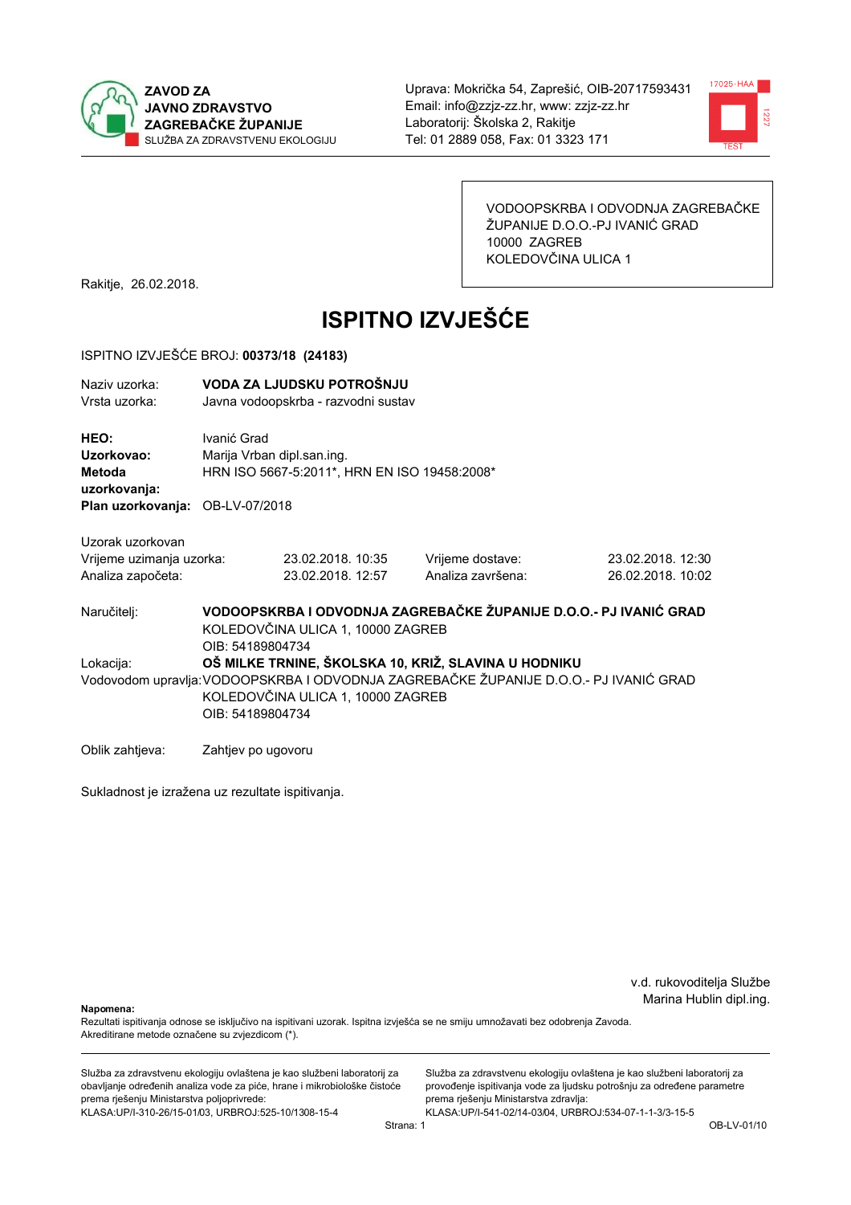**ZAVOD ZA JAVNO ZDRAVSTVO ZAGREBAČKE ŽUPANIJE**
SLUŽBA ZA ZDRAVSTVENU EKOLOGIJU

Uprava: Mokrička 54, Zaprešić, OIB-20717593431
Email: info@zzjz-zz.hr, www: zzjz-zz.hr
Laboratorij: Školska 2, Rakitje
Tel: 01 2889 058, Fax: 01 3323 171

VODOOPSKRBA I ODVODNJA ZAGREBAČKE ŽUPANIJE D.O.O.-PJ IVANIĆ GRAD
10000 ZAGREB
KOLEDOVČINA ULICA 1

Rakitje, 26.02.2018.

# ISPITNO IZVJEŠĆE

ISPITNO IZVJEŠĆE BROJ: **00373/18 (24183)**

Naziv uzorka: **VODA ZA LJUDSKU POTROŠNJU**
Vrsta uzorka: Javna vodoopskrba - razvodni sustav

**HEO:** Ivanić Grad
**Uzorkovao:** Marija Vrban dipl.san.ing.
**Metoda uzorkovanja:** HRN ISO 5667-5:2011*, HRN EN ISO 19458:2008*
**Plan uzorkovanja:** OB-LV-07/2018

Uzorak uzorkovan

| | | | |
|---|---|---|---|
| Vrijeme uzimanja uzorka: | 23.02.2018. 10:35 | Vrijeme dostave: | 23.02.2018. 12:30 |
| Analiza započeta: | 23.02.2018. 12:57 | Analiza završena: | 26.02.2018. 10:02 |

Naručitelj: **VODOOPSKRBA I ODVODNJA ZAGREBAČKE ŽUPANIJE D.O.O.- PJ IVANIĆ GRAD**
KOLEDOVČINA ULICA 1, 10000 ZAGREB
OIB: 54189804734

Lokacija: **OŠ MILKE TRNINE, ŠKOLSKA 10, KRIŽ, SLAVINA U HODNIKU**

Vodovodom upravlja: VODOOPSKRBA I ODVODNJA ZAGREBAČKE ŽUPANIJE D.O.O.- PJ IVANIĆ GRAD
KOLEDOVČINA ULICA 1, 10000 ZAGREB
OIB: 54189804734

Oblik zahtjeva: Zahtjev po ugovoru

Sukladnost je izražena uz rezultate ispitivanja.

v.d. rukovoditelja Službe
Marina Hublin dipl.ing.

**Napomena:**
Rezultati ispitivanja odnose se isključivo na ispitivani uzorak. Ispitna izvješća se ne smiju umnožavati bez odobrenja Zavoda.
Akreditirane metode označene su zvjezdicom (*).

Služba za zdravstvenu ekologiju ovlaštena je kao službeni laboratorij za obavljanje određenih analiza vode za piće, hrane i mikrobiološke čistoće prema rješenju Ministarstva poljoprivrede:
KLASA:UP/I-310-26/15-01/03, URBROJ:525-10/1308-15-4

Služba za zdravstvenu ekologiju ovlaštena je kao službeni laboratorij za provođenje ispitivanja vode za ljudsku potrošnju za određene parametre prema rješenju Ministarstva zdravlja:
KLASA:UP/I-541-02/14-03/04, URBROJ:534-07-1-1-3/3-15-5

OB-LV-01/10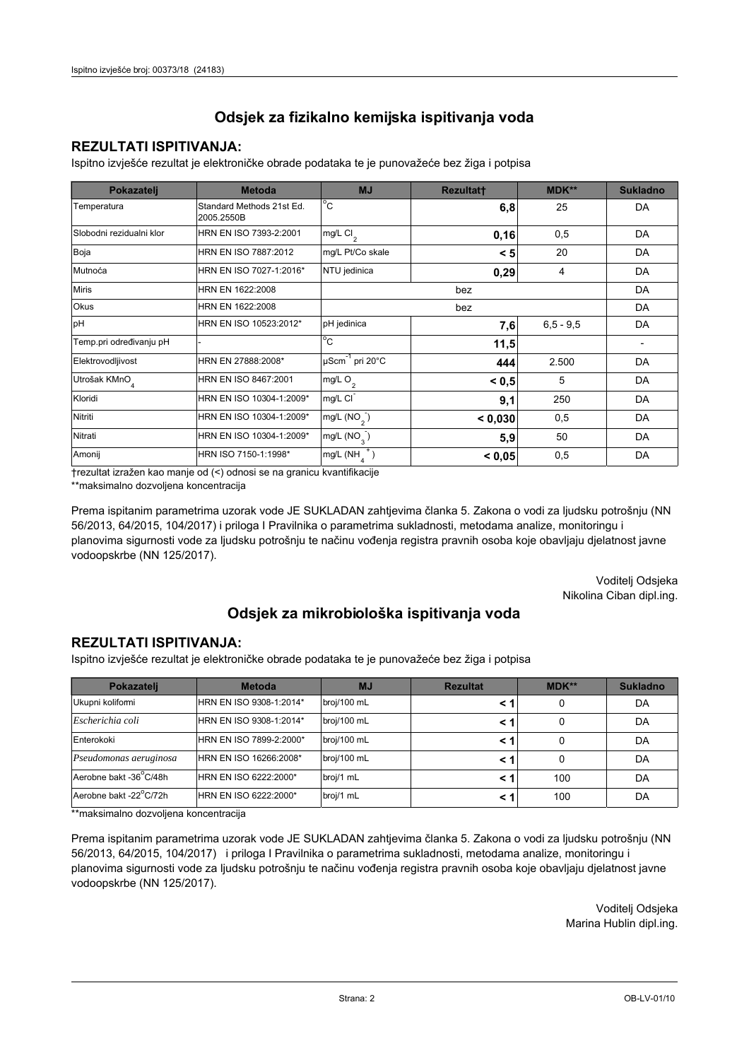## Odsjek za fizikalno kemijska ispitivanja voda

### REZULTATI ISPITIVANJA:

Ispitno izvješće rezultat je elektroničke obrade podataka te je punovažeće bez žiga i potpisa

| Pokazatelj | Metoda | MJ | Rezultat† | MDK** | Sukladno |
|---|---|---|---|---|---|
| Temperatura | Standard Methods 21st Ed. 2005.2550B | $^{o}C$ | **6,8** | 25 | DA |
| Slobodni rezidualni klor | HRN EN ISO 7393-2:2001 | mg/L $Cl_2$ | **0,16** | 0,5 | DA |
| Boja | HRN EN ISO 7887:2012 | mg/L Pt/Co skale | **< 5** | 20 | DA |
| Mutnoća | HRN EN ISO 7027-1:2016* | NTU jedinica | **0,29** | 4 | DA |
| Miris | HRN EN 1622:2008 | bez | | | DA |
| Okus | HRN EN 1622:2008 | bez | | | DA |
| pH | HRN EN ISO 10523:2012* | pH jedinica | **7,6** | 6,5 - 9,5 | DA |
| Temp.pri određivanju pH | - | $^{o}C$ | **11,5** | | - |
| Elektrovodljivost | HRN EN 27888:2008* | $\mu Scm^{-1}$ pri 20°C | **444** | 2.500 | DA |
| Utrošak $KMnO_4$ | HRN EN ISO 8467:2001 | mg/L $O_2$ | **< 0,5** | 5 | DA |
| Kloridi | HRN EN ISO 10304-1:2009* | mg/L $Cl^-$ | **9,1** | 250 | DA |
| Nitriti | HRN EN ISO 10304-1:2009* | mg/L ($NO_2^-$) | **< 0,030** | 0,5 | DA |
| Nitrati | HRN EN ISO 10304-1:2009* | mg/L ($NO_3^-$) | **5,9** | 50 | DA |
| Amonij | HRN ISO 7150-1:1998* | mg/L ($NH_4^+$) | **< 0,05** | 0,5 | DA |

†rezultat izražen kao manje od (<) odnosi se na granicu kvantifikacije

**maksimalno dozvoljena koncentracija

Prema ispitanim parametrima uzorak vode JE SUKLADAN zahtjevima članka 5. Zakona o vodi za ljudsku potrošnju (NN 56/2013, 64/2015, 104/2017) i priloga I Pravilnika o parametrima sukladnosti, metodama analize, monitoringu i planovima sigurnosti vode za ljudsku potrošnju te načinu vođenja registra pravnih osoba koje obavljaju djelatnost javne vodoopskrbe (NN 125/2017).

Voditelj Odsjeka
Nikolina Ciban dipl.ing.

## Odsjek za mikrobiološka ispitivanja voda

### REZULTATI ISPITIVANJA:

Ispitno izvješće rezultat je elektroničke obrade podataka te je punovažeće bez žiga i potpisa

| Pokazatelj | Metoda | MJ | Rezultat | MDK** | Sukladno |
|---|---|---|---|---|---|
| Ukupni koliformi | HRN EN ISO 9308-1:2014* | broj/100 mL | **< 1** | 0 | DA |
| *Escherichia coli* | HRN EN ISO 9308-1:2014* | broj/100 mL | **< 1** | 0 | DA |
| Enterokoki | HRN EN ISO 7899-2:2000* | broj/100 mL | **< 1** | 0 | DA |
| *Pseudomonas aeruginosa* | HRN EN ISO 16266:2008* | broj/100 mL | **< 1** | 0 | DA |
| Aerobne bakt -36°C/48h | HRN EN ISO 6222:2000* | broj/1 mL | **< 1** | 100 | DA |
| Aerobne bakt -22°C/72h | HRN EN ISO 6222:2000* | broj/1 mL | **< 1** | 100 | DA |

**maksimalno dozvoljena koncentracija

Prema ispitanim parametrima uzorak vode JE SUKLADAN zahtjevima članka 5. Zakona o vodi za ljudsku potrošnju (NN 56/2013, 64/2015, 104/2017) i priloga I Pravilnika o parametrima sukladnosti, metodama analize, monitoringu i planovima sigurnosti vode za ljudsku potrošnju te načinu vođenja registra pravnih osoba koje obavljaju djelatnost javne vodoopskrbe (NN 125/2017).

Voditelj Odsjeka
Marina Hublin dipl.ing.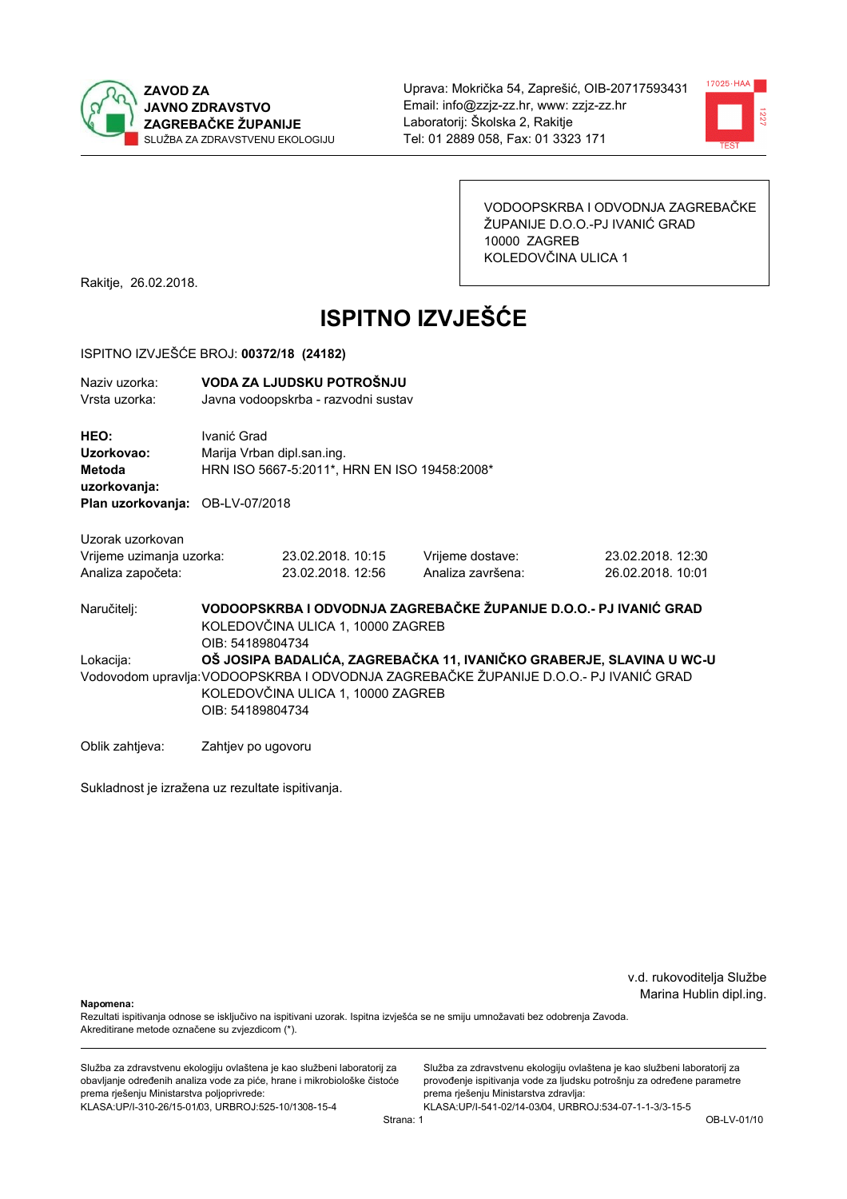**ZAVOD ZA JAVNO ZDRAVSTVO ZAGREBAČKE ŽUPANIJE**
SLUŽBA ZA ZDRAVSTVENU EKOLOGIJU

Uprava: Mokrička 54, Zaprešić, OIB-20717593431
Email: info@zzjz-zz.hr, www: zzjz-zz.hr
Laboratorij: Školska 2, Rakitje
Tel: 01 2889 058, Fax: 01 3323 171

VODOOPSKRBA I ODVODNJA ZAGREBAČKE ŽUPANIJE D.O.O.-PJ IVANIĆ GRAD
10000 ZAGREB
KOLEDOVČINA ULICA 1

Rakitje, 26.02.2018.

# ISPITNO IZVJEŠĆE

ISPITNO IZVJEŠĆE BROJ: **00372/18 (24182)**

Naziv uzorka: **VODA ZA LJUDSKU POTROŠNJU**
Vrsta uzorka: Javna vodoopskrba - razvodni sustav

**HEO:** Ivanić Grad
**Uzorkovao:** Marija Vrban dipl.san.ing.
**Metoda uzorkovanja:** HRN ISO 5667-5:2011*, HRN EN ISO 19458:2008*
**Plan uzorkovanja:** OB-LV-07/2018

Uzorak uzorkovan

| | | | |
|---|---|---|---|
| Vrijeme uzimanja uzorka: | 23.02.2018. 10:15 | Vrijeme dostave: | 23.02.2018. 12:30 |
| Analiza započeta: | 23.02.2018. 12:56 | Analiza završena: | 26.02.2018. 10:01 |

Naručitelj: **VODOOPSKRBA I ODVODNJA ZAGREBAČKE ŽUPANIJE D.O.O.- PJ IVANIĆ GRAD**
KOLEDOVČINA ULICA 1, 10000 ZAGREB
OIB: 54189804734

Lokacija: **OŠ JOSIPA BADALIĆA, ZAGREBAČKA 11, IVANIČKO GRABERJE, SLAVINA U WC-U**

Vodovodom upravlja: VODOOPSKRBA I ODVODNJA ZAGREBAČKE ŽUPANIJE D.O.O.- PJ IVANIĆ GRAD
KOLEDOVČINA ULICA 1, 10000 ZAGREB
OIB: 54189804734

Oblik zahtjeva: Zahtjev po ugovoru

Sukladnost je izražena uz rezultate ispitivanja.

v.d. rukovoditelja Službe
Marina Hublin dipl.ing.

**Napomena:**
Rezultati ispitivanja odnose se isključivo na ispitivani uzorak. Ispitna izvješća se ne smiju umnožavati bez odobrenja Zavoda.
Akreditirane metode označene su zvjezdicom (*).

Služba za zdravstvenu ekologiju ovlaštena je kao službeni laboratorij za obavljanje određenih analiza vode za piće, hrane i mikrobiološke čistoće prema rješenju Ministarstva poljoprivrede:
KLASA:UP/I-310-26/15-01/03, URBROJ:525-10/1308-15-4

Služba za zdravstvenu ekologiju ovlaštena je kao službeni laboratorij za provođenje ispitivanja vode za ljudsku potrošnju za određene parametre prema rješenju Ministarstva zdravlja:
KLASA:UP/I-541-02/14-03/04, URBROJ:534-07-1-1-3/3-15-5

OB-LV-01/10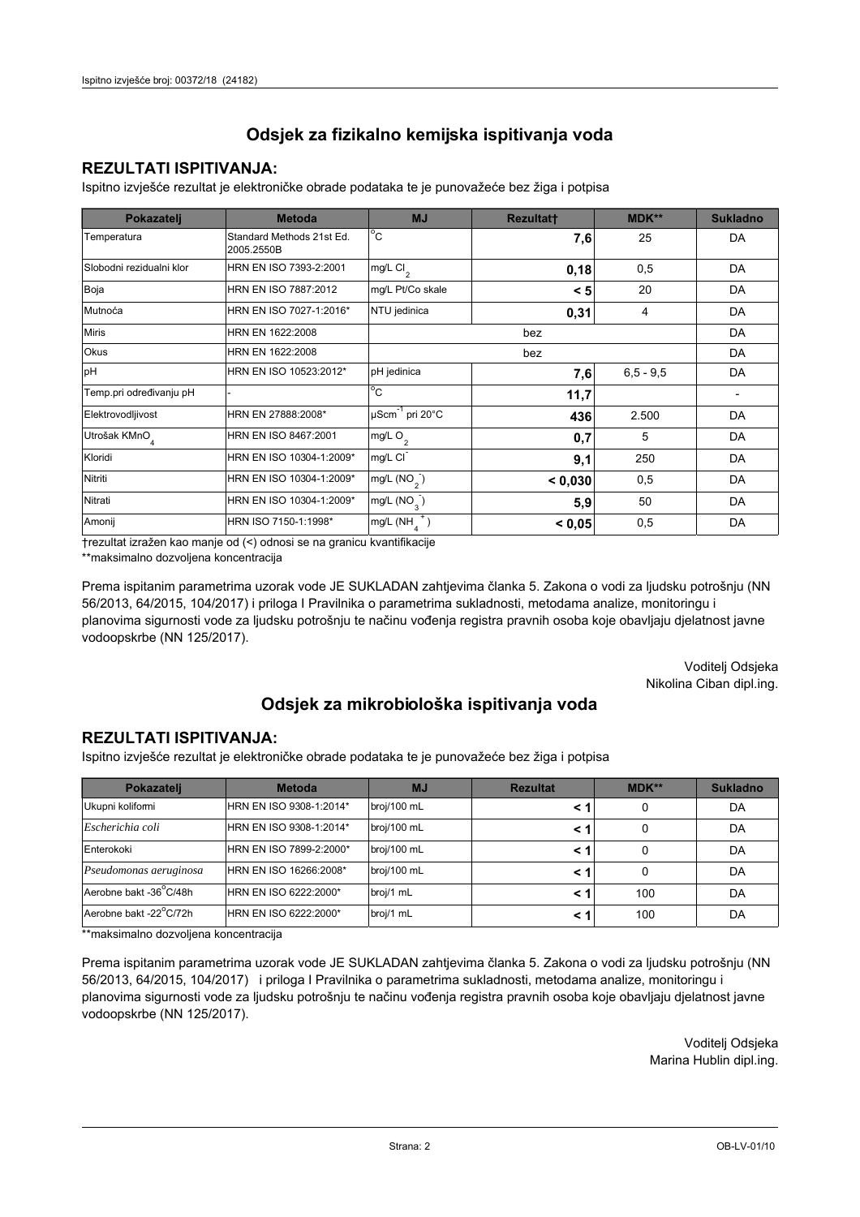## Odsjek za fizikalno kemijska ispitivanja voda

### REZULTATI ISPITIVANJA:

Ispitno izvješće rezultat je elektroničke obrade podataka te je punovažeće bez žiga i potpisa

| Pokazatelj | Metoda | MJ | Rezultat† | MDK** | Sukladno |
|---|---|---|---|---|---|
| Temperatura | Standard Methods 21st Ed. 2005.2550B | °C | **7,6** | 25 | DA |
| Slobodni rezidualni klor | HRN EN ISO 7393-2:2001 | mg/L $Cl_2$ | **0,18** | 0,5 | DA |
| Boja | HRN EN ISO 7887:2012 | mg/L Pt/Co skale | **< 5** | 20 | DA |
| Mutnoća | HRN EN ISO 7027-1:2016* | NTU jedinica | **0,31** | 4 | DA |
| Miris | HRN EN 1622:2008 | bez | | | DA |
| Okus | HRN EN 1622:2008 | bez | | | DA |
| pH | HRN EN ISO 10523:2012* | pH jedinica | **7,6** | 6,5 - 9,5 | DA |
| Temp.pri određivanju pH | - | °C | **11,7** | | - |
| Elektrovodljivost | HRN EN 27888:2008* | $\mu Scm^{-1}$ pri 20°C | **436** | 2.500 | DA |
| Utrošak $KMnO_4$ | HRN EN ISO 8467:2001 | mg/L $O_2$ | **0,7** | 5 | DA |
| Kloridi | HRN EN ISO 10304-1:2009* | mg/L $Cl^-$ | **9,1** | 250 | DA |
| Nitriti | HRN EN ISO 10304-1:2009* | mg/L ($NO_2^-$) | **< 0,030** | 0,5 | DA |
| Nitrati | HRN EN ISO 10304-1:2009* | mg/L ($NO_3^-$) | **5,9** | 50 | DA |
| Amonij | HRN ISO 7150-1:1998* | mg/L ($NH_4^+$) | **< 0,05** | 0,5 | DA |

†rezultat izražen kao manje od (<) odnosi se na granicu kvantifikacije

**maksimalno dozvoljena koncentracija

Prema ispitanim parametrima uzorak vode JE SUKLADAN zahtjevima članka 5. Zakona o vodi za ljudsku potrošnju (NN 56/2013, 64/2015, 104/2017) i priloga I Pravilnika o parametrima sukladnosti, metodama analize, monitoringu i planovima sigurnosti vode za ljudsku potrošnju te načinu vođenja registra pravnih osoba koje obavljaju djelatnost javne vodoopskrbe (NN 125/2017).

Voditelj Odsjeka
Nikolina Ciban dipl.ing.

## Odsjek za mikrobiološka ispitivanja voda

### REZULTATI ISPITIVANJA:

Ispitno izvješće rezultat je elektroničke obrade podataka te je punovažeće bez žiga i potpisa

| Pokazatelj | Metoda | MJ | Rezultat | MDK** | Sukladno |
|---|---|---|---|---|---|
| Ukupni koliformi | HRN EN ISO 9308-1:2014* | broj/100 mL | **< 1** | 0 | DA |
| *Escherichia coli* | HRN EN ISO 9308-1:2014* | broj/100 mL | **< 1** | 0 | DA |
| Enterokoki | HRN EN ISO 7899-2:2000* | broj/100 mL | **< 1** | 0 | DA |
| *Pseudomonas aeruginosa* | HRN EN ISO 16266:2008* | broj/100 mL | **< 1** | 0 | DA |
| Aerobne bakt -36°C/48h | HRN EN ISO 6222:2000* | broj/1 mL | **< 1** | 100 | DA |
| Aerobne bakt -22°C/72h | HRN EN ISO 6222:2000* | broj/1 mL | **< 1** | 100 | DA |

**maksimalno dozvoljena koncentracija

Prema ispitanim parametrima uzorak vode JE SUKLADAN zahtjevima članka 5. Zakona o vodi za ljudsku potrošnju (NN 56/2013, 64/2015, 104/2017) i priloga I Pravilnika o parametrima sukladnosti, metodama analize, monitoringu i planovima sigurnosti vode za ljudsku potrošnju te načinu vođenja registra pravnih osoba koje obavljaju djelatnost javne vodoopskrbe (NN 125/2017).

Voditelj Odsjeka
Marina Hublin dipl.ing.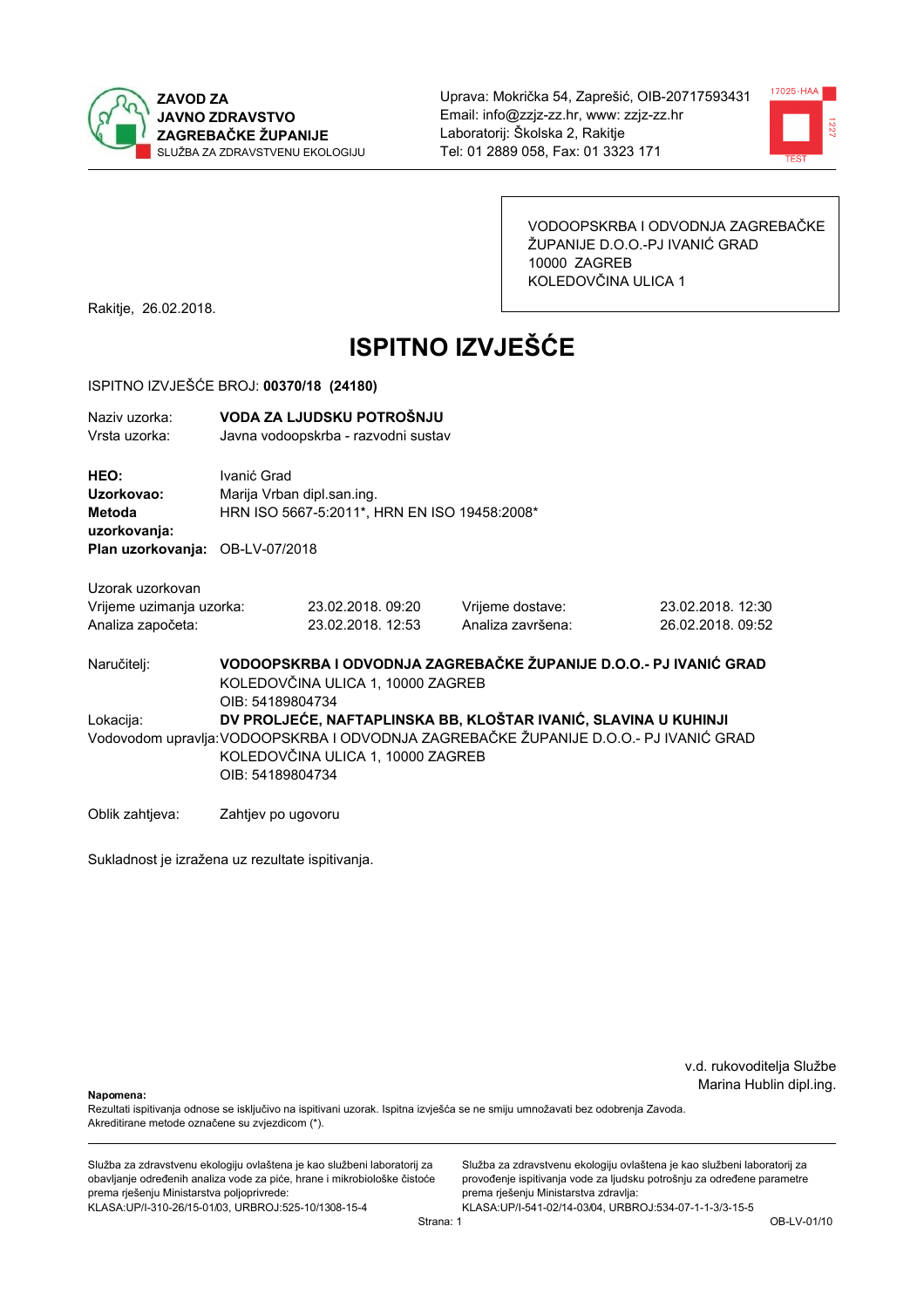ZAVOD ZA
JAVNO ZDRAVSTVO
ZAGREBAČKE ŽUPANIJE
SLUŽBA ZA ZDRAVSTVENU EKOLOGIJU

Uprava: Mokrička 54, Zaprešić, OIB-20717593431
Email: info@zzjz-zz.hr, www: zzjz-zz.hr
Laboratorij: Školska 2, Rakitje
Tel: 01 2889 058, Fax: 01 3323 171

VODOOPSKRBA I ODVODNJA ZAGREBAČKE ŽUPANIJE D.O.O.-PJ IVANIĆ GRAD
10000 ZAGREB
KOLEDOVČINA ULICA 1

Rakitje, 26.02.2018.

# ISPITNO IZVJEŠĆE

ISPITNO IZVJEŠĆE BROJ: **00370/18 (24180)**

Naziv uzorka: **VODA ZA LJUDSKU POTROŠNJU**
Vrsta uzorka: Javna vodoopskrba - razvodni sustav

**HEO:** Ivanić Grad
**Uzorkovao:** Marija Vrban dipl.san.ing.
**Metoda uzorkovanja:** HRN ISO 5667-5:2011*, HRN EN ISO 19458:2008*
**Plan uzorkovanja:** OB-LV-07/2018

Uzorak uzorkovan

| | | | |
|---|---|---|---|
| Vrijeme uzimanja uzorka: | 23.02.2018. 09:20 | Vrijeme dostave: | 23.02.2018. 12:30 |
| Analiza započeta: | 23.02.2018. 12:53 | Analiza završena: | 26.02.2018. 09:52 |

Naručitelj: **VODOOPSKRBA I ODVODNJA ZAGREBAČKE ŽUPANIJE D.O.O.- PJ IVANIĆ GRAD**
KOLEDOVČINA ULICA 1, 10000 ZAGREB
OIB: 54189804734

Lokacija: **DV PROLJEĆE, NAFTAPLINSKA BB, KLOŠTAR IVANIĆ, SLAVINA U KUHINJI**

Vodovodom upravlja: VODOOPSKRBA I ODVODNJA ZAGREBAČKE ŽUPANIJE D.O.O.- PJ IVANIĆ GRAD
KOLEDOVČINA ULICA 1, 10000 ZAGREB
OIB: 54189804734

Oblik zahtjeva: Zahtjev po ugovoru

Sukladnost je izražena uz rezultate ispitivanja.

v.d. rukovoditelja Službe
Marina Hublin dipl.ing.

**Napomena:**
Rezultati ispitivanja odnose se isključivo na ispitivani uzorak. Ispitna izvješća se ne smiju umnožavati bez odobrenja Zavoda.
Akreditirane metode označene su zvjezdicom (*).

Služba za zdravstvenu ekologiju ovlaštena je kao službeni laboratorij za obavljanje određenih analiza vode za piće, hrane i mikrobiološke čistoće prema rješenju Ministarstva poljoprivrede:
KLASA:UP/I-310-26/15-01/03, URBROJ:525-10/1308-15-4

Služba za zdravstvenu ekologiju ovlaštena je kao službeni laboratorij za provođenje ispitivanja vode za ljudsku potrošnju za određene parametre prema rješenju Ministarstva zdravlja:
KLASA:UP/I-541-02/14-03/04, URBROJ:534-07-1-1-3/3-15-5

OB-LV-01/10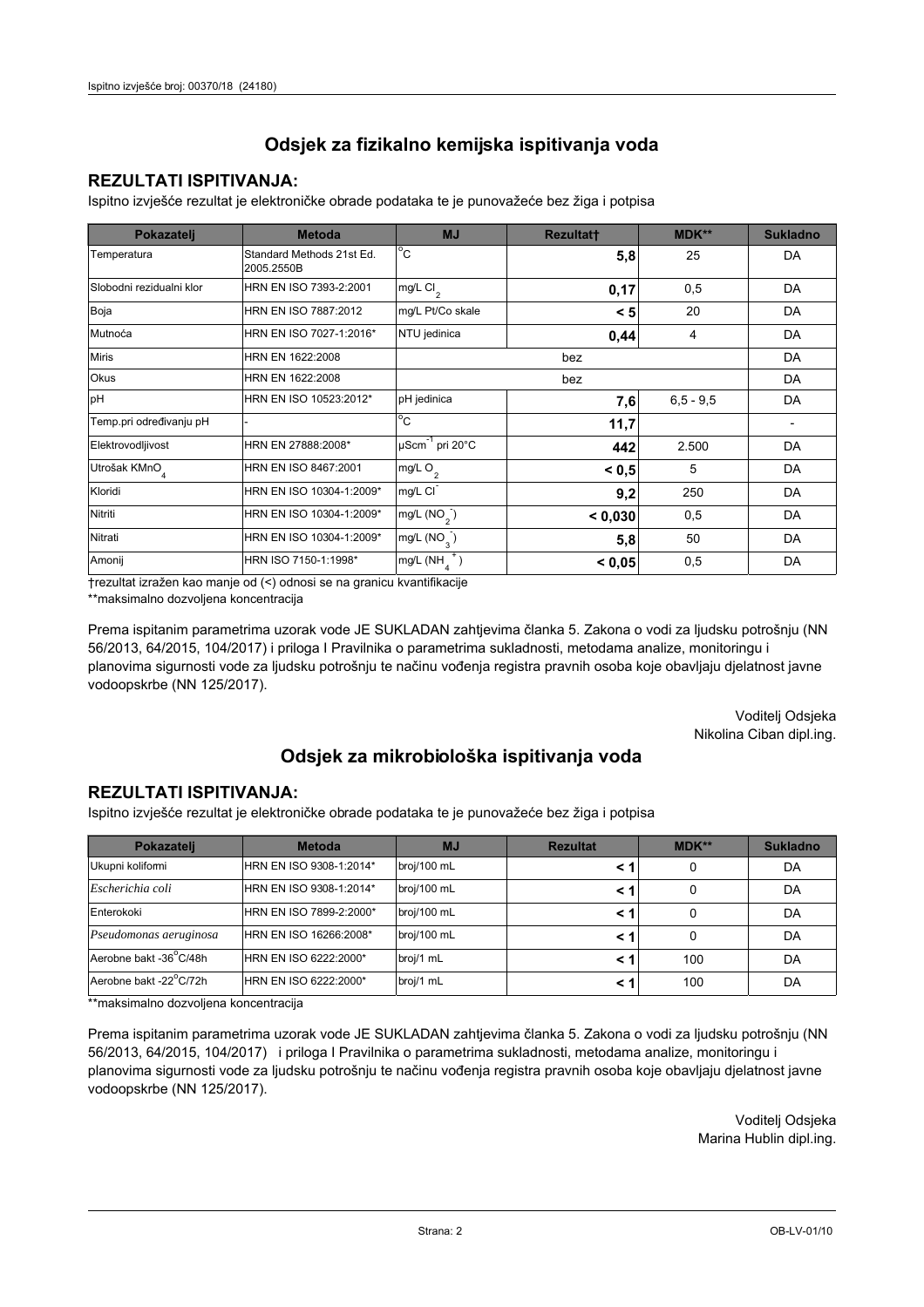## Odsjek za fizikalno kemijska ispitivanja voda

### REZULTATI ISPITIVANJA:

Ispitno izvješće rezultat je elektroničke obrade podataka te je punovažeće bez žiga i potpisa

| Pokazatelj | Metoda | MJ | Rezultat† | MDK** | Sukladno |
|---|---|---|---|---|---|
| Temperatura | Standard Methods 21st Ed. 2005.2550B | °C | **5,8** | 25 | DA |
| Slobodni rezidualni klor | HRN EN ISO 7393-2:2001 | mg/L $Cl_2$ | **0,17** | 0,5 | DA |
| Boja | HRN EN ISO 7887:2012 | mg/L Pt/Co skale | **< 5** | 20 | DA |
| Mutnoća | HRN EN ISO 7027-1:2016* | NTU jedinica | **0,44** | 4 | DA |
| Miris | HRN EN 1622:2008 | bez | | | DA |
| Okus | HRN EN 1622:2008 | bez | | | DA |
| pH | HRN EN ISO 10523:2012* | pH jedinica | **7,6** | 6,5 - 9,5 | DA |
| Temp.pri određivanju pH | - | °C | **11,7** | | - |
| Elektrovodljivost | HRN EN 27888:2008* | $\mu Scm^{-1}$ pri 20°C | **442** | 2.500 | DA |
| Utrošak $KMnO_4$ | HRN EN ISO 8467:2001 | mg/L $O_2$ | **< 0,5** | 5 | DA |
| Kloridi | HRN EN ISO 10304-1:2009* | mg/L $Cl^-$ | **9,2** | 250 | DA |
| Nitriti | HRN EN ISO 10304-1:2009* | mg/L ($NO_2^-$) | **< 0,030** | 0,5 | DA |
| Nitrati | HRN EN ISO 10304-1:2009* | mg/L ($NO_3^-$) | **5,8** | 50 | DA |
| Amonij | HRN ISO 7150-1:1998* | mg/L ($NH_4^+$) | **< 0,05** | 0,5 | DA |

†rezultat izražen kao manje od (<) odnosi se na granicu kvantifikacije

**maksimalno dozvoljena koncentracija

Prema ispitanim parametrima uzorak vode JE SUKLADAN zahtjevima članka 5. Zakona o vodi za ljudsku potrošnju (NN 56/2013, 64/2015, 104/2017) i priloga I Pravilnika o parametrima sukladnosti, metodama analize, monitoringu i planovima sigurnosti vode za ljudsku potrošnju te načinu vođenja registra pravnih osoba koje obavljaju djelatnost javne vodoopskrbe (NN 125/2017).

Voditelj Odsjeka
Nikolina Ciban dipl.ing.

## Odsjek za mikrobiološka ispitivanja voda

### REZULTATI ISPITIVANJA:

Ispitno izvješće rezultat je elektroničke obrade podataka te je punovažeće bez žiga i potpisa

| Pokazatelj | Metoda | MJ | Rezultat | MDK** | Sukladno |
|---|---|---|---|---|---|
| Ukupni koliformi | HRN EN ISO 9308-1:2014* | broj/100 mL | **< 1** | 0 | DA |
| *Escherichia coli* | HRN EN ISO 9308-1:2014* | broj/100 mL | **< 1** | 0 | DA |
| Enterokoki | HRN EN ISO 7899-2:2000* | broj/100 mL | **< 1** | 0 | DA |
| *Pseudomonas aeruginosa* | HRN EN ISO 16266:2008* | broj/100 mL | **< 1** | 0 | DA |
| Aerobne bakt -36°C/48h | HRN EN ISO 6222:2000* | broj/1 mL | **< 1** | 100 | DA |
| Aerobne bakt -22°C/72h | HRN EN ISO 6222:2000* | broj/1 mL | **< 1** | 100 | DA |

**maksimalno dozvoljena koncentracija

Prema ispitanim parametrima uzorak vode JE SUKLADAN zahtjevima članka 5. Zakona o vodi za ljudsku potrošnju (NN 56/2013, 64/2015, 104/2017) i priloga I Pravilnika o parametrima sukladnosti, metodama analize, monitoringu i planovima sigurnosti vode za ljudsku potrošnju te načinu vođenja registra pravnih osoba koje obavljaju djelatnost javne vodoopskrbe (NN 125/2017).

Voditelj Odsjeka
Marina Hublin dipl.ing.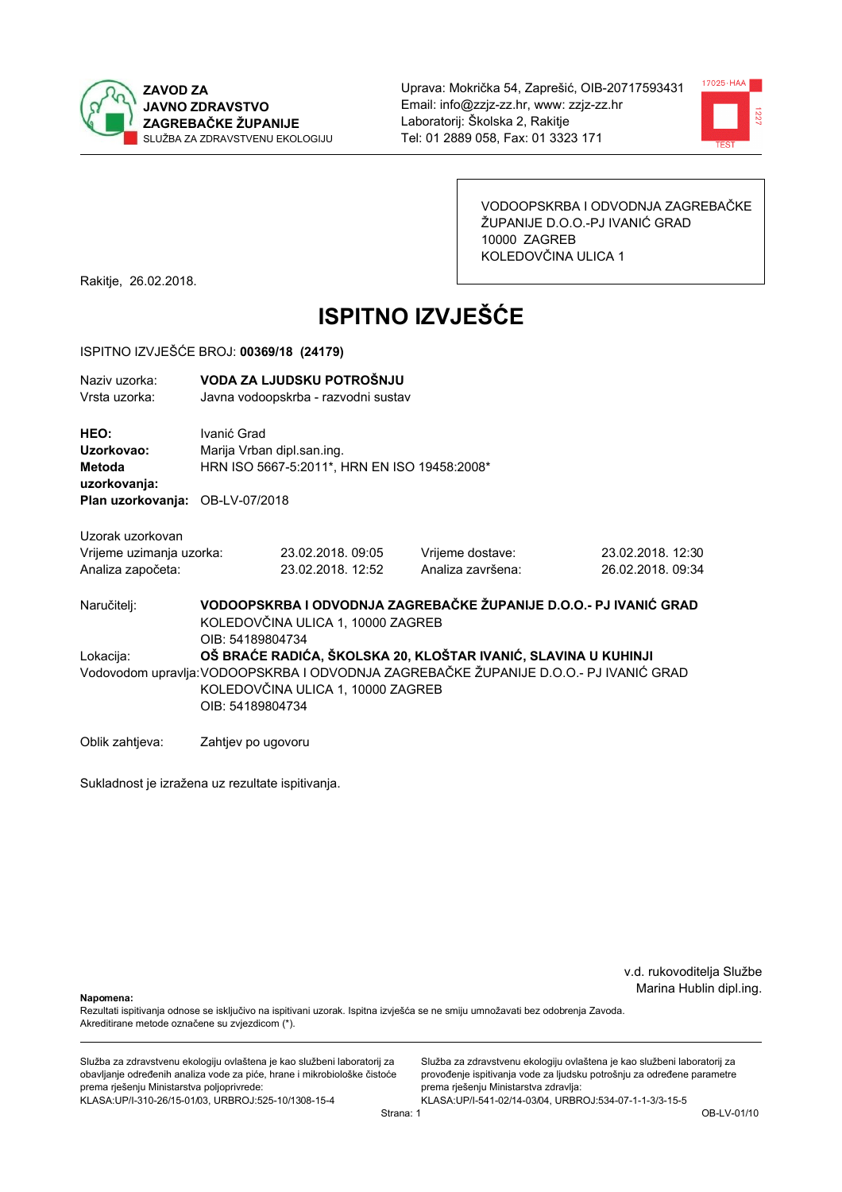**ZAVOD ZA JAVNO ZDRAVSTVO ZAGREBAČKE ŽUPANIJE**
SLUŽBA ZA ZDRAVSTVENU EKOLOGIJU

Uprava: Mokrička 54, Zaprešić, OIB-20717593431
Email: info@zzjz-zz.hr, www: zzjz-zz.hr
Laboratorij: Školska 2, Rakitje
Tel: 01 2889 058, Fax: 01 3323 171

VODOOPSKRBA I ODVODNJA ZAGREBAČKE ŽUPANIJE D.O.O.-PJ IVANIĆ GRAD
10000 ZAGREB
KOLEDOVČINA ULICA 1

Rakitje, 26.02.2018.

# ISPITNO IZVJEŠĆE

ISPITNO IZVJEŠĆE BROJ: **00369/18 (24179)**

Naziv uzorka: **VODA ZA LJUDSKU POTROŠNJU**
Vrsta uzorka: Javna vodoopskrba - razvodni sustav

**HEO:** Ivanić Grad
**Uzorkovao:** Marija Vrban dipl.san.ing.
**Metoda uzorkovanja:** HRN ISO 5667-5:2011*, HRN EN ISO 19458:2008*
**Plan uzorkovanja:** OB-LV-07/2018

Uzorak uzorkovan

| | | | |
|---|---|---|---|
| Vrijeme uzimanja uzorka: | 23.02.2018. 09:05 | Vrijeme dostave: | 23.02.2018. 12:30 |
| Analiza započeta: | 23.02.2018. 12:52 | Analiza završena: | 26.02.2018. 09:34 |

Naručitelj: **VODOOPSKRBA I ODVODNJA ZAGREBAČKE ŽUPANIJE D.O.O.- PJ IVANIĆ GRAD**
KOLEDOVČINA ULICA 1, 10000 ZAGREB
OIB: 54189804734

Lokacija: **OŠ BRAĆE RADIĆA, ŠKOLSKA 20, KLOŠTAR IVANIĆ, SLAVINA U KUHINJI**

Vodovodom upravlja: VODOOPSKRBA I ODVODNJA ZAGREBAČKE ŽUPANIJE D.O.O.- PJ IVANIĆ GRAD
KOLEDOVČINA ULICA 1, 10000 ZAGREB
OIB: 54189804734

Oblik zahtjeva: Zahtjev po ugovoru

Sukladnost je izražena uz rezultate ispitivanja.

v.d. rukovoditelja Službe
Marina Hublin dipl.ing.

**Napomena:**
Rezultati ispitivanja odnose se isključivo na ispitivani uzorak. Ispitna izvješća se ne smiju umnožavati bez odobrenja Zavoda.
Akreditirane metode označene su zvjezdicom (*).

Služba za zdravstvenu ekologiju ovlaštena je kao službeni laboratorij za obavljanje određenih analiza vode za piće, hrane i mikrobiološke čistoće prema rješenju Ministarstva poljoprivrede:
KLASA:UP/I-310-26/15-01/03, URBROJ:525-10/1308-15-4

Služba za zdravstvenu ekologiju ovlaštena je kao službeni laboratorij za provođenje ispitivanja vode za ljudsku potrošnju za određene parametre prema rješenju Ministarstva zdravlja:
KLASA:UP/I-541-02/14-03/04, URBROJ:534-07-1-1-3/3-15-5

OB-LV-01/10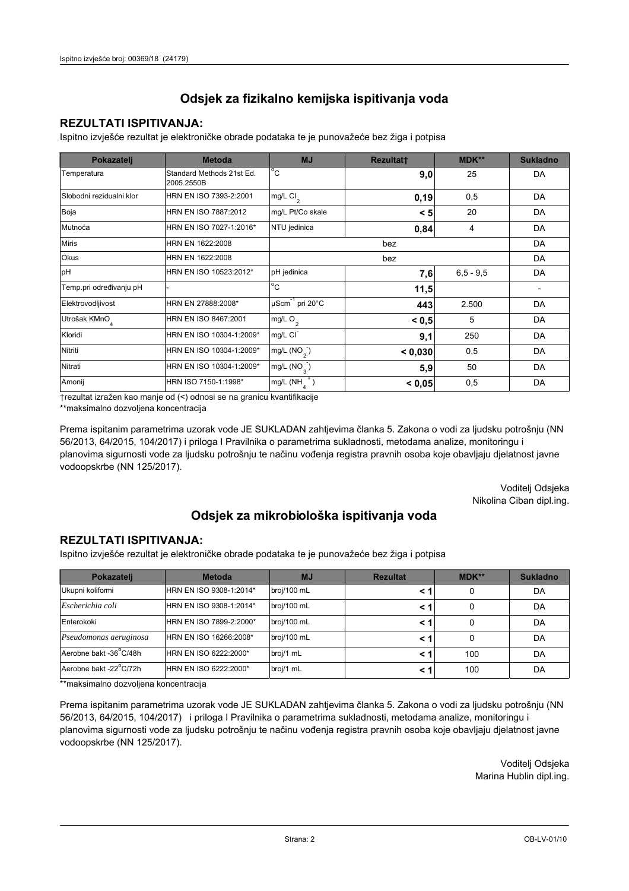## Odsjek za fizikalno kemijska ispitivanja voda

### REZULTATI ISPITIVANJA:

Ispitno izvješće rezultat je elektroničke obrade podataka te je punovažeće bez žiga i potpisa

| Pokazatelj | Metoda | MJ | Rezultat† | MDK** | Sukladno |
|---|---|---|---|---|---|
| Temperatura | Standard Methods 21st Ed. 2005.2550B | °C | **9,0** | 25 | DA |
| Slobodni rezidualni klor | HRN EN ISO 7393-2:2001 | mg/L $Cl_2$ | **0,19** | 0,5 | DA |
| Boja | HRN EN ISO 7887:2012 | mg/L Pt/Co skale | **< 5** | 20 | DA |
| Mutnoća | HRN EN ISO 7027-1:2016* | NTU jedinica | **0,84** | 4 | DA |
| Miris | HRN EN 1622:2008 | bez | | | DA |
| Okus | HRN EN 1622:2008 | bez | | | DA |
| pH | HRN EN ISO 10523:2012* | pH jedinica | **7,6** | 6,5 - 9,5 | DA |
| Temp.pri određivanju pH | - | °C | **11,5** | | - |
| Elektrovodljivost | HRN EN 27888:2008* | $\mu Scm^{-1}$ pri 20°C | **443** | 2.500 | DA |
| Utrošak $KMnO_4$ | HRN EN ISO 8467:2001 | mg/L $O_2$ | **< 0,5** | 5 | DA |
| Kloridi | HRN EN ISO 10304-1:2009* | mg/L $Cl^-$ | **9,1** | 250 | DA |
| Nitriti | HRN EN ISO 10304-1:2009* | mg/L ($NO_2^-$) | **< 0,030** | 0,5 | DA |
| Nitrati | HRN EN ISO 10304-1:2009* | mg/L ($NO_3^-$) | **5,9** | 50 | DA |
| Amonij | HRN ISO 7150-1:1998* | mg/L ($NH_4^+$) | **< 0,05** | 0,5 | DA |

†rezultat izražen kao manje od (<) odnosi se na granicu kvantifikacije

**maksimalno dozvoljena koncentracija

Prema ispitanim parametrima uzorak vode JE SUKLADAN zahtjevima članka 5. Zakona o vodi za ljudsku potrošnju (NN 56/2013, 64/2015, 104/2017) i priloga I Pravilnika o parametrima sukladnosti, metodama analize, monitoringu i planovima sigurnosti vode za ljudsku potrošnju te načinu vođenja registra pravnih osoba koje obavljaju djelatnost javne vodoopskrbe (NN 125/2017).

Voditelj Odsjeka
Nikolina Ciban dipl.ing.

## Odsjek za mikrobiološka ispitivanja voda

### REZULTATI ISPITIVANJA:

Ispitno izvješće rezultat je elektroničke obrade podataka te je punovažeće bez žiga i potpisa

| Pokazatelj | Metoda | MJ | Rezultat | MDK** | Sukladno |
|---|---|---|---|---|---|
| Ukupni koliformi | HRN EN ISO 9308-1:2014* | broj/100 mL | **< 1** | 0 | DA |
| *Escherichia coli* | HRN EN ISO 9308-1:2014* | broj/100 mL | **< 1** | 0 | DA |
| Enterokoki | HRN EN ISO 7899-2:2000* | broj/100 mL | **< 1** | 0 | DA |
| *Pseudomonas aeruginosa* | HRN EN ISO 16266:2008* | broj/100 mL | **< 1** | 0 | DA |
| Aerobne bakt -36°C/48h | HRN EN ISO 6222:2000* | broj/1 mL | **< 1** | 100 | DA |
| Aerobne bakt -22°C/72h | HRN EN ISO 6222:2000* | broj/1 mL | **< 1** | 100 | DA |

**maksimalno dozvoljena koncentracija

Prema ispitanim parametrima uzorak vode JE SUKLADAN zahtjevima članka 5. Zakona o vodi za ljudsku potrošnju (NN 56/2013, 64/2015, 104/2017) i priloga I Pravilnika o parametrima sukladnosti, metodama analize, monitoringu i planovima sigurnosti vode za ljudsku potrošnju te načinu vođenja registra pravnih osoba koje obavljaju djelatnost javne vodoopskrbe (NN 125/2017).

Voditelj Odsjeka
Marina Hublin dipl.ing.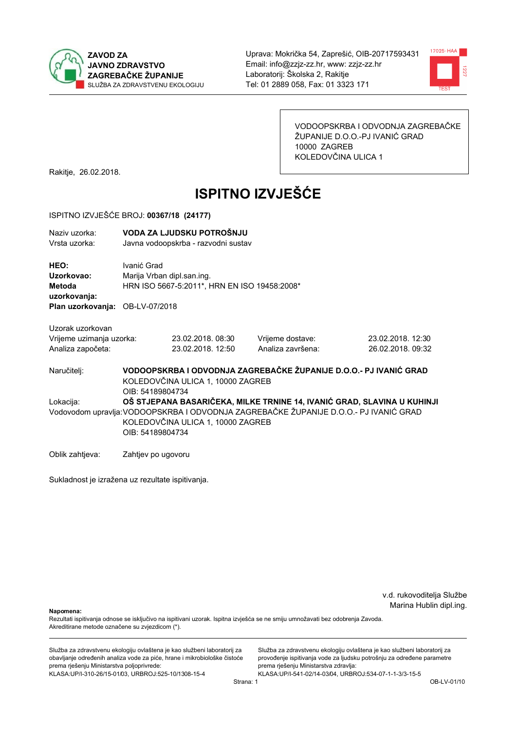**ZAVOD ZA JAVNO ZDRAVSTVO ZAGREBAČKE ŽUPANIJE**
SLUŽBA ZA ZDRAVSTVENU EKOLOGIJU

Uprava: Mokrička 54, Zaprešić, OIB-20717593431
Email: info@zzjz-zz.hr, www: zzjz-zz.hr
Laboratorij: Školska 2, Rakitje
Tel: 01 2889 058, Fax: 01 3323 171

VODOOPSKRBA I ODVODNJA ZAGREBAČKE ŽUPANIJE D.O.O.-PJ IVANIĆ GRAD
10000 ZAGREB
KOLEDOVČINA ULICA 1

Rakitje, 26.02.2018.

# ISPITNO IZVJEŠĆE

ISPITNO IZVJEŠĆE BROJ: **00367/18 (24177)**

Naziv uzorka: **VODA ZA LJUDSKU POTROŠNJU**
Vrsta uzorka: Javna vodoopskrba - razvodni sustav

**HEO:** Ivanić Grad
**Uzorkovao:** Marija Vrban dipl.san.ing.
**Metoda uzorkovanja:** HRN ISO 5667-5:2011*, HRN EN ISO 19458:2008*
**Plan uzorkovanja:** OB-LV-07/2018

Uzorak uzorkovan

| | | | |
|---|---|---|---|
| Vrijeme uzimanja uzorka: | 23.02.2018. 08:30 | Vrijeme dostave: | 23.02.2018. 12:30 |
| Analiza započeta: | 23.02.2018. 12:50 | Analiza završena: | 26.02.2018. 09:32 |

Naručitelj: **VODOOPSKRBA I ODVODNJA ZAGREBAČKE ŽUPANIJE D.O.O.- PJ IVANIĆ GRAD**
KOLEDOVČINA ULICA 1, 10000 ZAGREB
OIB: 54189804734

Lokacija: **OŠ STJEPANA BASARIČEKA, MILKE TRNINE 14, IVANIĆ GRAD, SLAVINA U KUHINJI**

Vodovodom upravlja: VODOOPSKRBA I ODVODNJA ZAGREBAČKE ŽUPANIJE D.O.O.- PJ IVANIĆ GRAD
KOLEDOVČINA ULICA 1, 10000 ZAGREB
OIB: 54189804734

Oblik zahtjeva: Zahtjev po ugovoru

Sukladnost je izražena uz rezultate ispitivanja.

v.d. rukovoditelja Službe
Marina Hublin dipl.ing.

**Napomena:**
Rezultati ispitivanja odnose se isključivo na ispitivani uzorak. Ispitna izvješća se ne smiju umnožavati bez odobrenja Zavoda.
Akreditirane metode označene su zvjezdicom (*).

Služba za zdravstvenu ekologiju ovlaštena je kao službeni laboratorij za obavljanje određenih analiza vode za piće, hrane i mikrobiološke čistoće prema rješenju Ministarstva poljoprivrede:
KLASA:UP/I-310-26/15-01/03, URBROJ:525-10/1308-15-4

Služba za zdravstvenu ekologiju ovlaštena je kao službeni laboratorij za provođenje ispitivanja vode za ljudsku potrošnju za određene parametre prema rješenju Ministarstva zdravlja:
KLASA:UP/I-541-02/14-03/04, URBROJ:534-07-1-1-3/3-15-5

OB-LV-01/10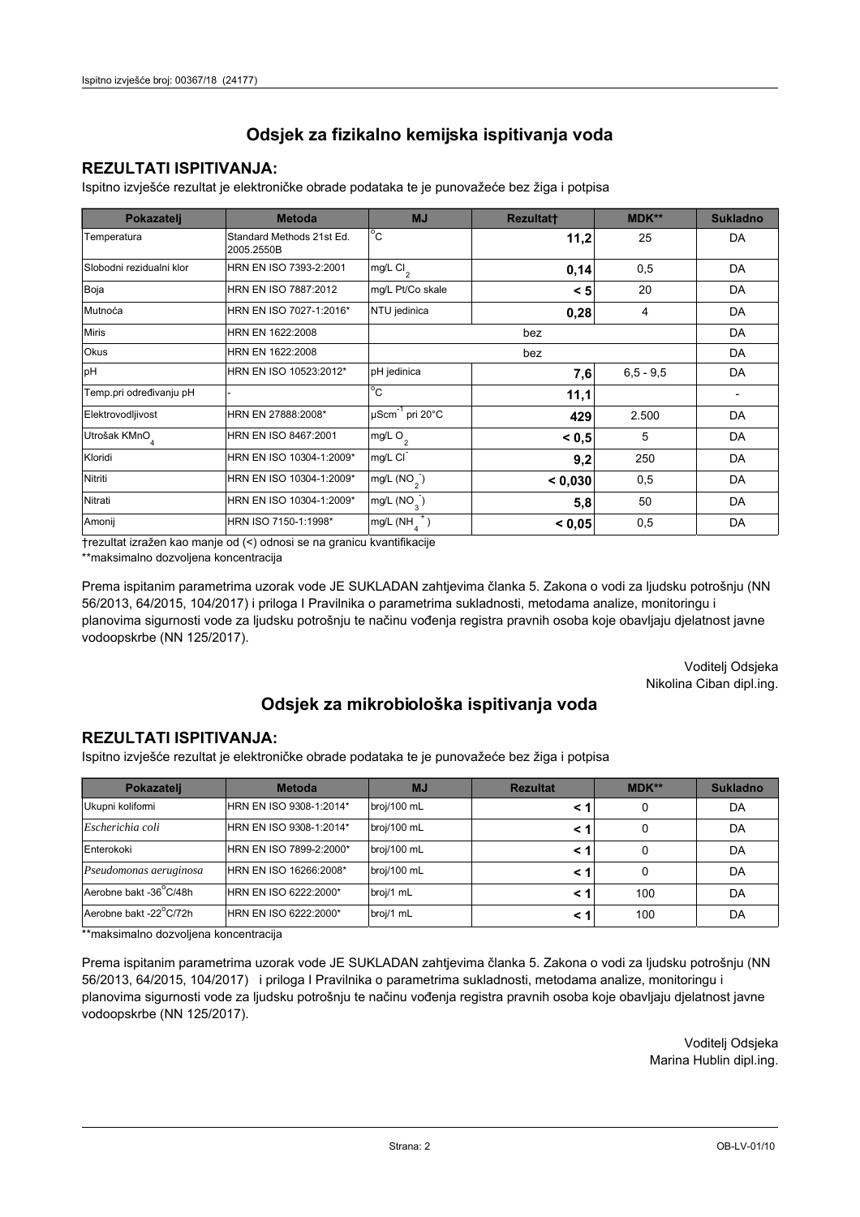## Odsjek za fizikalno kemijska ispitivanja voda

### REZULTATI ISPITIVANJA:

Ispitno izvješće rezultat je elektroničke obrade podataka te je punovažeće bez žiga i potpisa

| Pokazatelj | Metoda | MJ | Rezultat† | MDK** | Sukladno |
|---|---|---|---|---|---|
| Temperatura | Standard Methods 21st Ed. 2005.2550B | $^{o}C$ | **11,2** | 25 | DA |
| Slobodni rezidualni klor | HRN EN ISO 7393-2:2001 | mg/L $Cl_2$ | **0,14** | 0,5 | DA |
| Boja | HRN EN ISO 7887:2012 | mg/L Pt/Co skale | **< 5** | 20 | DA |
| Mutnoća | HRN EN ISO 7027-1:2016* | NTU jedinica | **0,28** | 4 | DA |
| Miris | HRN EN 1622:2008 | bez | | | DA |
| Okus | HRN EN 1622:2008 | bez | | | DA |
| pH | HRN EN ISO 10523:2012* | pH jedinica | **7,6** | 6,5 - 9,5 | DA |
| Temp.pri određivanju pH | - | $^{o}C$ | **11,1** | | - |
| Elektrovodljivost | HRN EN 27888:2008* | $\mu Scm^{-1}$ pri 20°C | **429** | 2.500 | DA |
| Utrošak $KMnO_4$ | HRN EN ISO 8467:2001 | mg/L $O_2$ | **< 0,5** | 5 | DA |
| Kloridi | HRN EN ISO 10304-1:2009* | mg/L $Cl^-$ | **9,2** | 250 | DA |
| Nitriti | HRN EN ISO 10304-1:2009* | mg/L ($NO_2^-$) | **< 0,030** | 0,5 | DA |
| Nitrati | HRN EN ISO 10304-1:2009* | mg/L ($NO_3^-$) | **5,8** | 50 | DA |
| Amonij | HRN ISO 7150-1:1998* | mg/L ($NH_4^+$) | **< 0,05** | 0,5 | DA |

†rezultat izražen kao manje od (<) odnosi se na granicu kvantifikacije

**maksimalno dozvoljena koncentracija

Prema ispitanim parametrima uzorak vode JE SUKLADAN zahtjevima članka 5. Zakona o vodi za ljudsku potrošnju (NN 56/2013, 64/2015, 104/2017) i priloga I Pravilnika o parametrima sukladnosti, metodama analize, monitoringu i planovima sigurnosti vode za ljudsku potrošnju te načinu vođenja registra pravnih osoba koje obavljaju djelatnost javne vodoopskrbe (NN 125/2017).

Voditelj Odsjeka
Nikolina Ciban dipl.ing.

## Odsjek za mikrobiološka ispitivanja voda

### REZULTATI ISPITIVANJA:

Ispitno izvješće rezultat je elektroničke obrade podataka te je punovažeće bez žiga i potpisa

| Pokazatelj | Metoda | MJ | Rezultat | MDK** | Sukladno |
|---|---|---|---|---|---|
| Ukupni koliformi | HRN EN ISO 9308-1:2014* | broj/100 mL | **< 1** | 0 | DA |
| *Escherichia coli* | HRN EN ISO 9308-1:2014* | broj/100 mL | **< 1** | 0 | DA |
| Enterokoki | HRN EN ISO 7899-2:2000* | broj/100 mL | **< 1** | 0 | DA |
| *Pseudomonas aeruginosa* | HRN EN ISO 16266:2008* | broj/100 mL | **< 1** | 0 | DA |
| Aerobne bakt -36°C/48h | HRN EN ISO 6222:2000* | broj/1 mL | **< 1** | 100 | DA |
| Aerobne bakt -22°C/72h | HRN EN ISO 6222:2000* | broj/1 mL | **< 1** | 100 | DA |

**maksimalno dozvoljena koncentracija

Prema ispitanim parametrima uzorak vode JE SUKLADAN zahtjevima članka 5. Zakona o vodi za ljudsku potrošnju (NN 56/2013, 64/2015, 104/2017) i priloga I Pravilnika o parametrima sukladnosti, metodama analize, monitoringu i planovima sigurnosti vode za ljudsku potrošnju te načinu vođenja registra pravnih osoba koje obavljaju djelatnost javne vodoopskrbe (NN 125/2017).

Voditelj Odsjeka
Marina Hublin dipl.ing.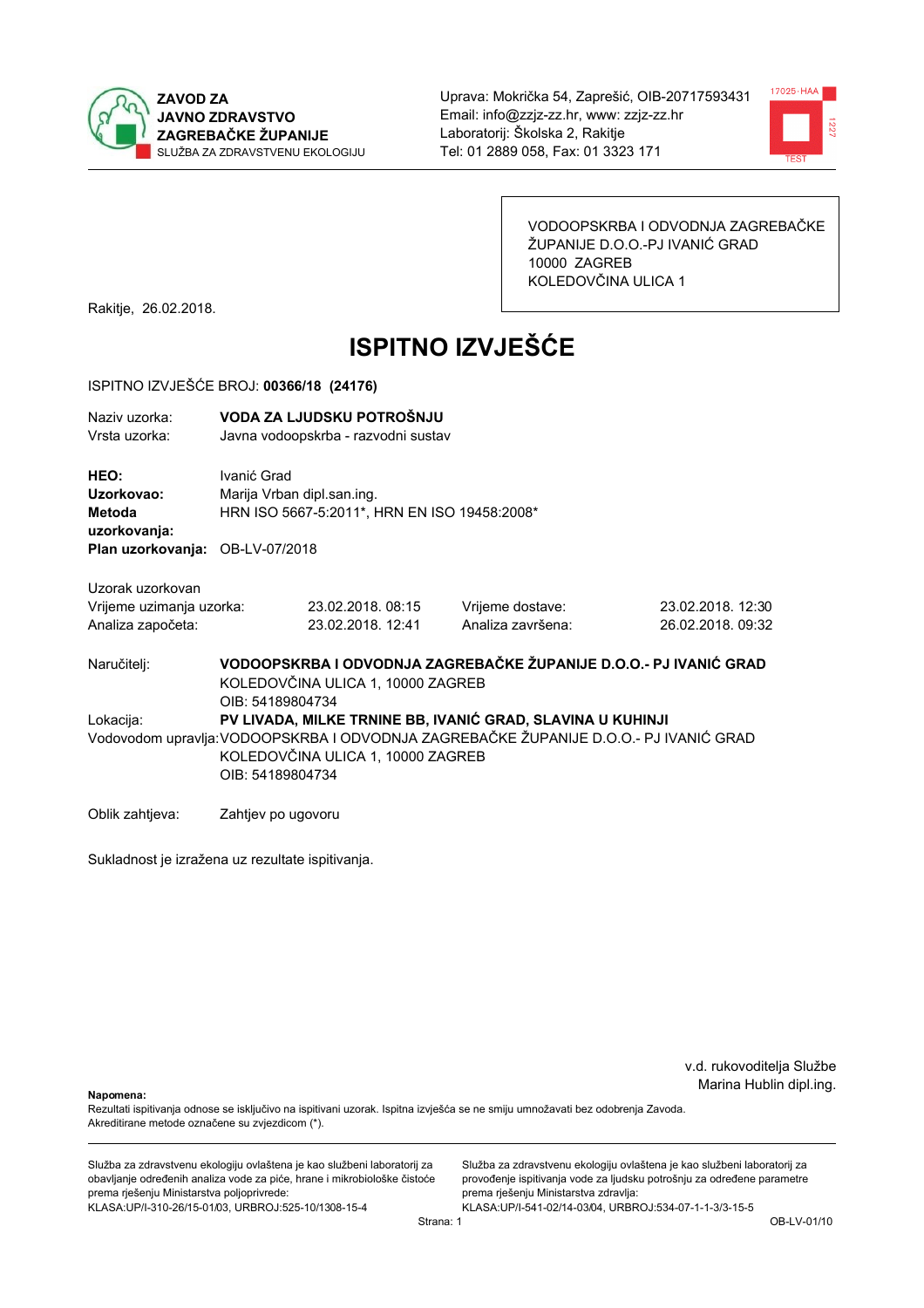**ZAVOD ZA JAVNO ZDRAVSTVO ZAGREBAČKE ŽUPANIJE**
SLUŽBA ZA ZDRAVSTVENU EKOLOGIJU

Uprava: Mokrička 54, Zaprešić, OIB-20717593431
Email: info@zzjz-zz.hr, www: zzjz-zz.hr
Laboratorij: Školska 2, Rakitje
Tel: 01 2889 058, Fax: 01 3323 171

VODOOPSKRBA I ODVODNJA ZAGREBAČKE ŽUPANIJE D.O.O.-PJ IVANIĆ GRAD
10000 ZAGREB
KOLEDOVČINA ULICA 1

Rakitje, 26.02.2018.

# ISPITNO IZVJEŠĆE

ISPITNO IZVJEŠĆE BROJ: **00366/18 (24176)**

Naziv uzorka: **VODA ZA LJUDSKU POTROŠNJU**
Vrsta uzorka: Javna vodoopskrba - razvodni sustav

**HEO:** Ivanić Grad
**Uzorkovao:** Marija Vrban dipl.san.ing.
**Metoda uzorkovanja:** HRN ISO 5667-5:2011\*, HRN EN ISO 19458:2008\*
**Plan uzorkovanja:** OB-LV-07/2018

Uzorak uzorkovan

| | | | |
|---|---|---|---|
| Vrijeme uzimanja uzorka: | 23.02.2018. 08:15 | Vrijeme dostave: | 23.02.2018. 12:30 |
| Analiza započeta: | 23.02.2018. 12:41 | Analiza završena: | 26.02.2018. 09:32 |

Naručitelj: **VODOOPSKRBA I ODVODNJA ZAGREBAČKE ŽUPANIJE D.O.O.- PJ IVANIĆ GRAD**
KOLEDOVČINA ULICA 1, 10000 ZAGREB
OIB: 54189804734

Lokacija: **PV LIVADA, MILKE TRNINE BB, IVANIĆ GRAD, SLAVINA U KUHINJI**

Vodovodom upravlja: VODOOPSKRBA I ODVODNJA ZAGREBAČKE ŽUPANIJE D.O.O.- PJ IVANIĆ GRAD
KOLEDOVČINA ULICA 1, 10000 ZAGREB
OIB: 54189804734

Oblik zahtjeva: Zahtjev po ugovoru

Sukladnost je izražena uz rezultate ispitivanja.

v.d. rukovoditelja Službe
Marina Hublin dipl.ing.

**Napomena:**
Rezultati ispitivanja odnose se isključivo na ispitivani uzorak. Ispitna izvješća se ne smiju umnožavati bez odobrenja Zavoda.
Akreditirane metode označene su zvjezdicom (\*).

Služba za zdravstvenu ekologiju ovlaštena je kao službeni laboratorij za obavljanje određenih analiza vode za piće, hrane i mikrobiološke čistoće prema rješenju Ministarstva poljoprivrede:
KLASA:UP/I-310-26/15-01/03, URBROJ:525-10/1308-15-4

Služba za zdravstvenu ekologiju ovlaštena je kao službeni laboratorij za provođenje ispitivanja vode za ljudsku potrošnju za određene parametre prema rješenju Ministarstva zdravlja:
KLASA:UP/I-541-02/14-03/04, URBROJ:534-07-1-1-3/3-15-5

OB-LV-01/10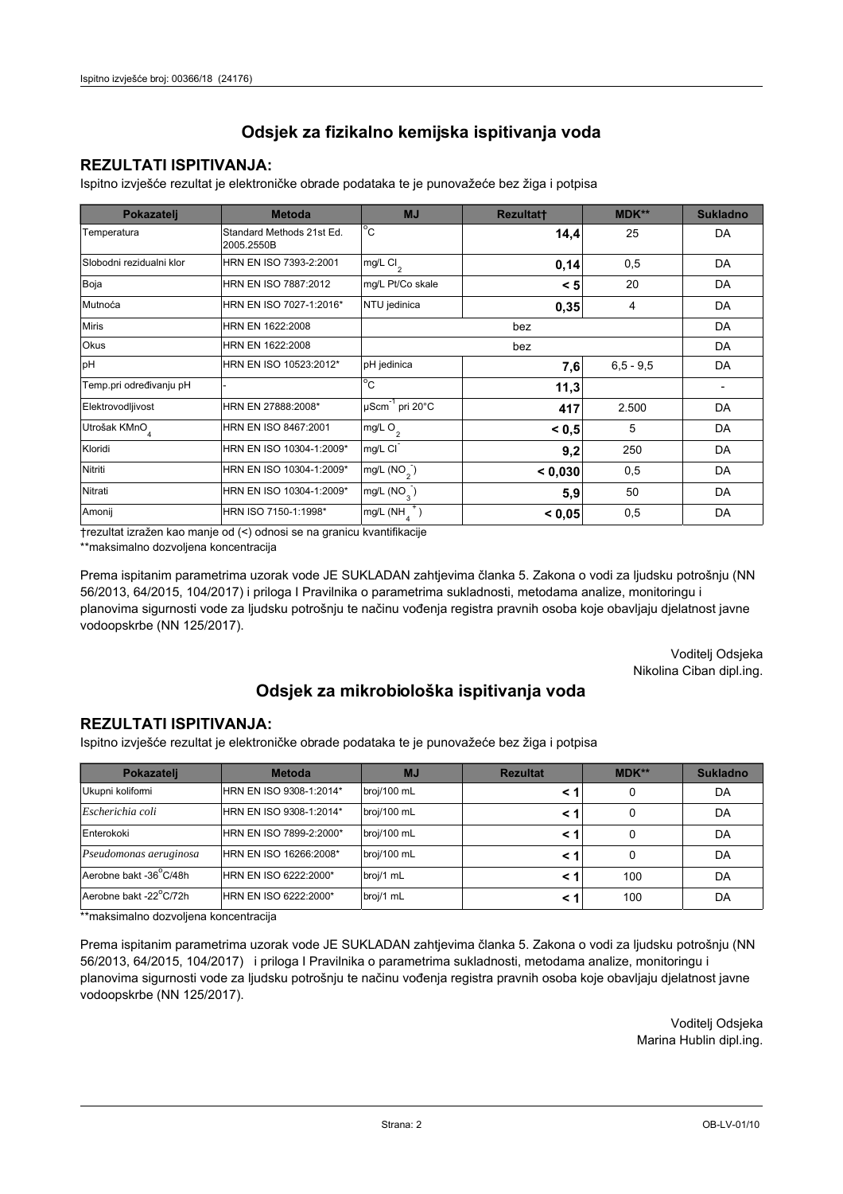## Odsjek za fizikalno kemijska ispitivanja voda

### REZULTATI ISPITIVANJA:

Ispitno izvješće rezultat je elektroničke obrade podataka te je punovažeće bez žiga i potpisa

| Pokazatelj | Metoda | MJ | Rezultat† | MDK** | Sukladno |
|---|---|---|---|---|---|
| Temperatura | Standard Methods 21st Ed. 2005.2550B | °C | **14,4** | 25 | DA |
| Slobodni rezidualni klor | HRN EN ISO 7393-2:2001 | mg/L $Cl_2$ | **0,14** | 0,5 | DA |
| Boja | HRN EN ISO 7887:2012 | mg/L Pt/Co skale | **< 5** | 20 | DA |
| Mutnoća | HRN EN ISO 7027-1:2016* | NTU jedinica | **0,35** | 4 | DA |
| Miris | HRN EN 1622:2008 | bez | | | DA |
| Okus | HRN EN 1622:2008 | bez | | | DA |
| pH | HRN EN ISO 10523:2012* | pH jedinica | **7,6** | 6,5 - 9,5 | DA |
| Temp.pri određivanju pH | - | °C | **11,3** | | - |
| Elektrovodljivost | HRN EN 27888:2008* | $\mu Scm^{-1}$ pri 20°C | **417** | 2.500 | DA |
| Utrošak $KMnO_4$ | HRN EN ISO 8467:2001 | mg/L $O_2$ | **< 0,5** | 5 | DA |
| Kloridi | HRN EN ISO 10304-1:2009* | mg/L $Cl^-$ | **9,2** | 250 | DA |
| Nitriti | HRN EN ISO 10304-1:2009* | mg/L ($NO_2^-$) | **< 0,030** | 0,5 | DA |
| Nitrati | HRN EN ISO 10304-1:2009* | mg/L ($NO_3^-$) | **5,9** | 50 | DA |
| Amonij | HRN ISO 7150-1:1998* | mg/L ($NH_4^+$) | **< 0,05** | 0,5 | DA |

†rezultat izražen kao manje od (<) odnosi se na granicu kvantifikacije

**maksimalno dozvoljena koncentracija

Prema ispitanim parametrima uzorak vode JE SUKLADAN zahtjevima članka 5. Zakona o vodi za ljudsku potrošnju (NN 56/2013, 64/2015, 104/2017) i priloga I Pravilnika o parametrima sukladnosti, metodama analize, monitoringu i planovima sigurnosti vode za ljudsku potrošnju te načinu vođenja registra pravnih osoba koje obavljaju djelatnost javne vodoopskrbe (NN 125/2017).

Voditelj Odsjeka
Nikolina Ciban dipl.ing.

## Odsjek za mikrobiološka ispitivanja voda

### REZULTATI ISPITIVANJA:

Ispitno izvješće rezultat je elektroničke obrade podataka te je punovažeće bez žiga i potpisa

| Pokazatelj | Metoda | MJ | Rezultat | MDK** | Sukladno |
|---|---|---|---|---|---|
| Ukupni koliformi | HRN EN ISO 9308-1:2014* | broj/100 mL | **< 1** | 0 | DA |
| *Escherichia coli* | HRN EN ISO 9308-1:2014* | broj/100 mL | **< 1** | 0 | DA |
| Enterokoki | HRN EN ISO 7899-2:2000* | broj/100 mL | **< 1** | 0 | DA |
| *Pseudomonas aeruginosa* | HRN EN ISO 16266:2008* | broj/100 mL | **< 1** | 0 | DA |
| Aerobne bakt -36°C/48h | HRN EN ISO 6222:2000* | broj/1 mL | **< 1** | 100 | DA |
| Aerobne bakt -22°C/72h | HRN EN ISO 6222:2000* | broj/1 mL | **< 1** | 100 | DA |

**maksimalno dozvoljena koncentracija

Prema ispitanim parametrima uzorak vode JE SUKLADAN zahtjevima članka 5. Zakona o vodi za ljudsku potrošnju (NN 56/2013, 64/2015, 104/2017) i priloga I Pravilnika o parametrima sukladnosti, metodama analize, monitoringu i planovima sigurnosti vode za ljudsku potrošnju te načinu vođenja registra pravnih osoba koje obavljaju djelatnost javne vodoopskrbe (NN 125/2017).

Voditelj Odsjeka
Marina Hublin dipl.ing.